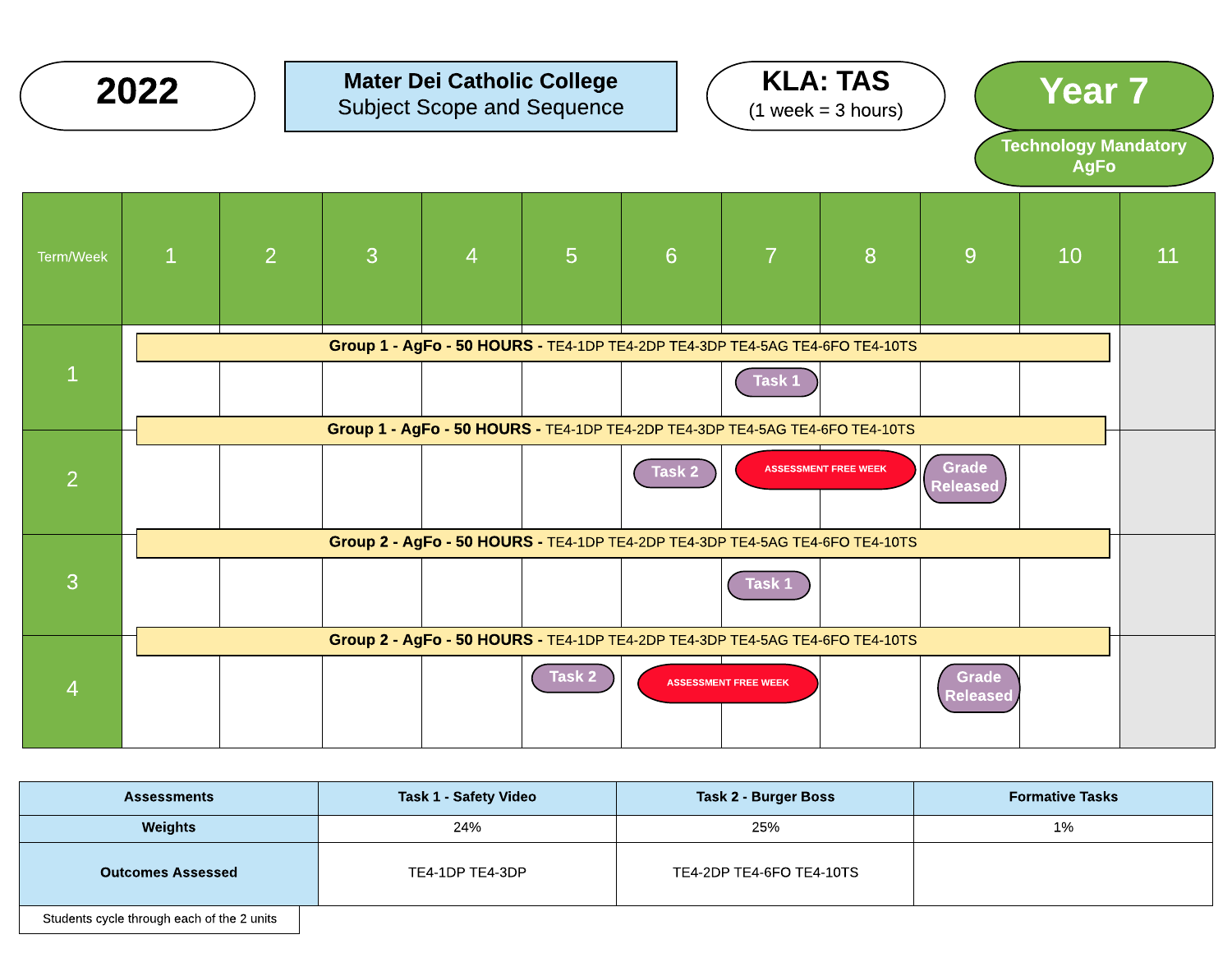# 2022

**Mater Dei Catholic College**
Subject Scope and Sequence

**KLA: TAS**
(1 week = 3 hours)

# Year 7

**Technology Mandatory AgFo**

| Term/Week | 1 | 2 | 3 | 4 | 5 | 6 | 7 | 8 | 9 | 10 | 11 |
|---|---|---|---|---|---|---|---|---|---|---|---|
| 1 | **Group 1 - AgFo - 50 HOURS -** TE4-1DP TE4-2DP TE4-3DP TE4-5AG TE4-6FO TE4-10TS | | | | | | | | | | |
| | | | | | | | Task 1 | | | | |
| 2 | **Group 1 - AgFo - 50 HOURS -** TE4-1DP TE4-2DP TE4-3DP TE4-5AG TE4-6FO TE4-10TS | | | | | | | | | | |
| | | | | | | Task 2 | ASSESSMENT FREE WEEK | ASSESSMENT FREE WEEK | Grade Released | | |
| 3 | **Group 2 - AgFo - 50 HOURS -** TE4-1DP TE4-2DP TE4-3DP TE4-5AG TE4-6FO TE4-10TS | | | | | | | | | | |
| | | | | | | | Task 1 | | | | |
| 4 | **Group 2 - AgFo - 50 HOURS -** TE4-1DP TE4-2DP TE4-3DP TE4-5AG TE4-6FO TE4-10TS | | | | | | | | | | |
| | | | | | Task 2 | ASSESSMENT FREE WEEK | ASSESSMENT FREE WEEK | | Grade Released | | |

| Assessments | Task 1 - Safety Video | Task 2 - Burger Boss | Formative Tasks |
|---|---|---|---|
| Weights | 24% | 25% | 1% |
| Outcomes Assessed | TE4-1DP TE4-3DP | TE4-2DP TE4-6FO TE4-10TS | |

Students cycle through each of the 2 units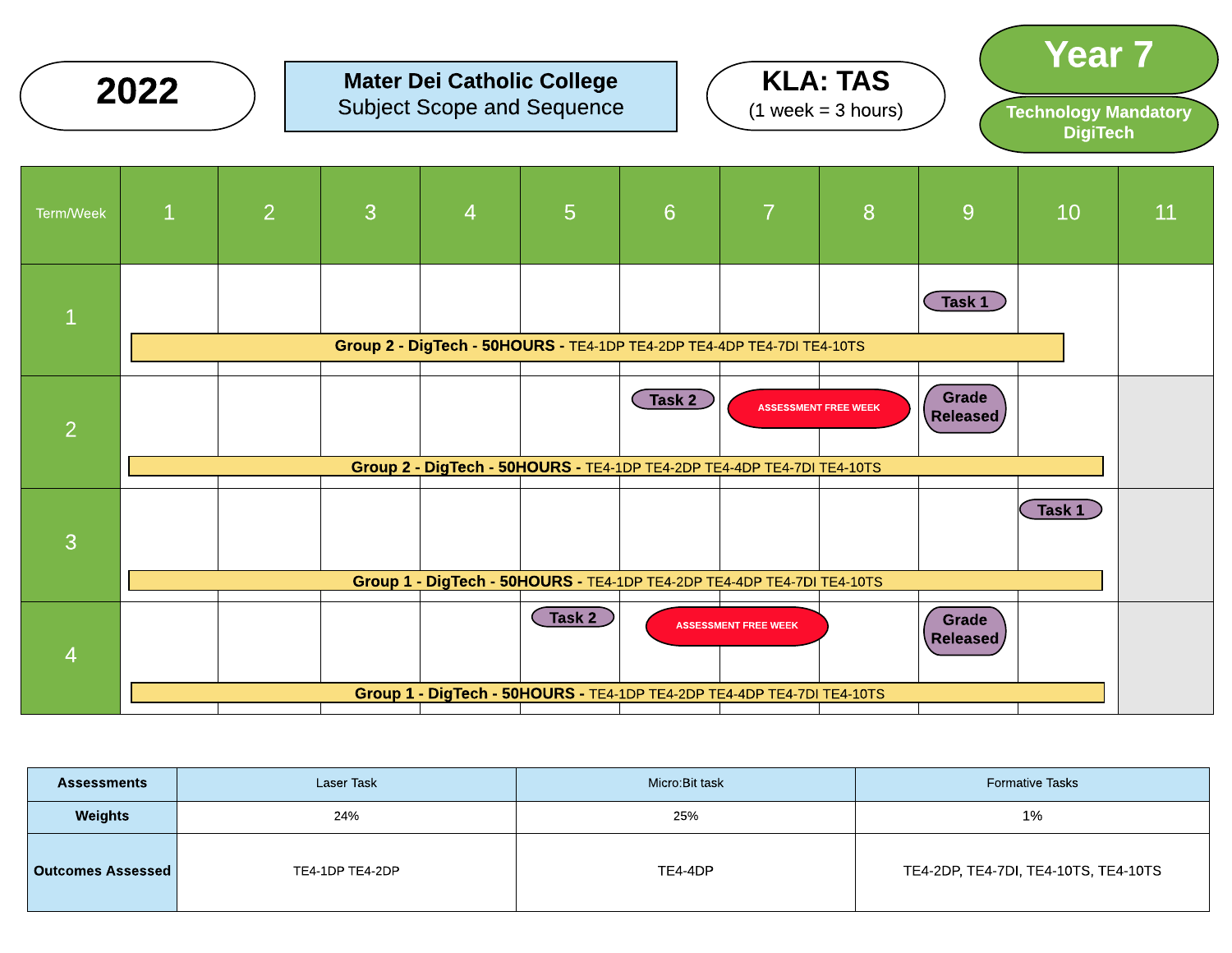**2022**

**Mater Dei Catholic College**
Subject Scope and Sequence

**KLA: TAS**
(1 week = 3 hours)

# Year 7

**Technology Mandatory DigiTech**

| Term/Week | 1 | 2 | 3 | 4 | 5 | 6 | 7 | 8 | 9 | 10 | 11 |
|---|---|---|---|---|---|---|---|---|---|---|---|
| 1 | | | | | | | | | Task 1 | | |
| | **Group 2 - DigTech - 50HOURS -** TE4-1DP TE4-2DP TE4-4DP TE4-7DI TE4-10TS | | | | | | | | | | |
| 2 | | | | | | Task 2 | ASSESSMENT FREE WEEK | | Grade Released | | |
| | **Group 2 - DigTech - 50HOURS -** TE4-1DP TE4-2DP TE4-4DP TE4-7DI TE4-10TS | | | | | | | | | | |
| 3 | | | | | | | | | | Task 1 | |
| | **Group 1 - DigTech - 50HOURS -** TE4-1DP TE4-2DP TE4-4DP TE4-7DI TE4-10TS | | | | | | | | | | |
| 4 | | | | | Task 2 | ASSESSMENT FREE WEEK | | | Grade Released | | |
| | **Group 1 - DigTech - 50HOURS -** TE4-1DP TE4-2DP TE4-4DP TE4-7DI TE4-10TS | | | | | | | | | | |

| **Assessments** | Laser Task | Micro:Bit task | Formative Tasks |
|---|---|---|---|
| **Weights** | 24% | 25% | 1% |
| **Outcomes Assessed** | TE4-1DP TE4-2DP | TE4-4DP | TE4-2DP, TE4-7DI, TE4-10TS, TE4-10TS |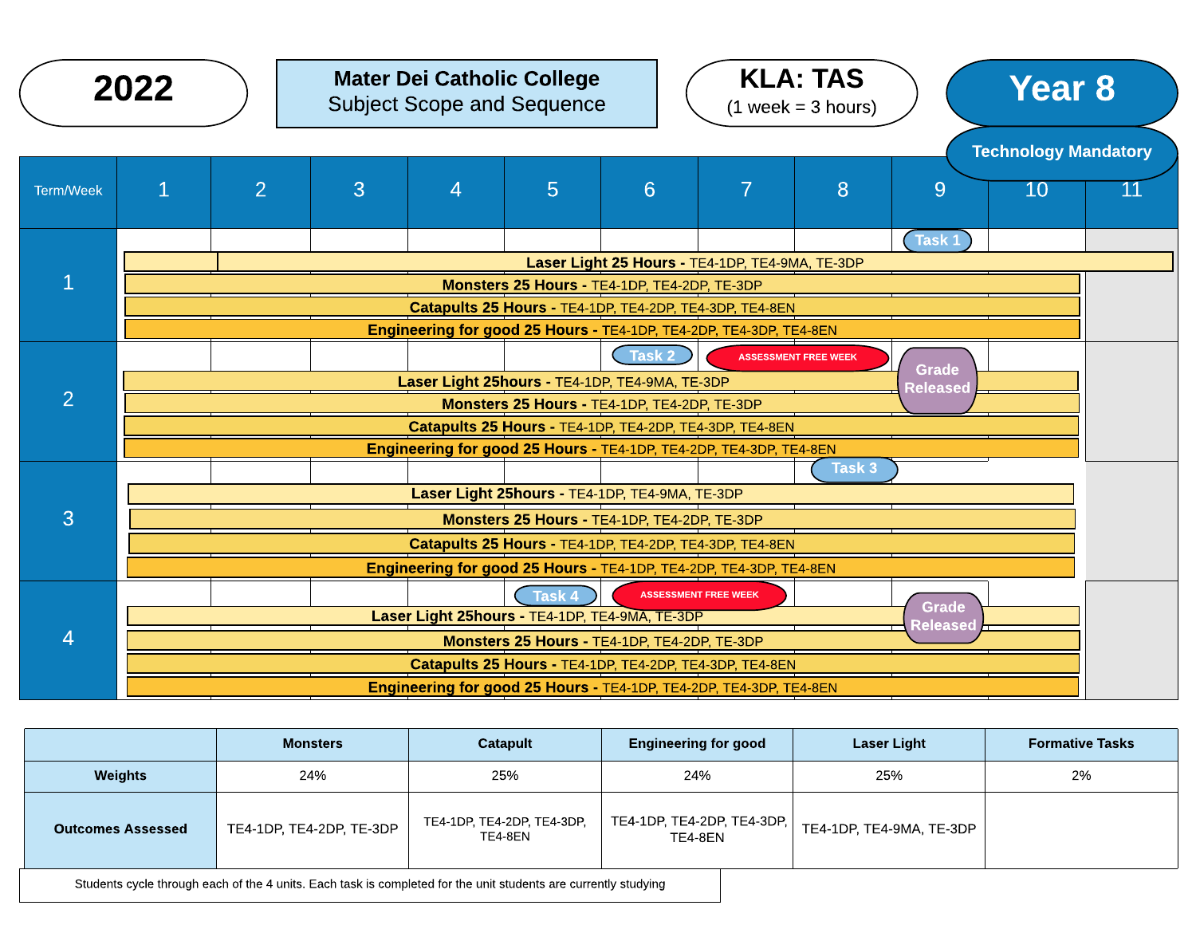**2022**

**Mater Dei Catholic College**
Subject Scope and Sequence

**KLA: TAS**
(1 week = 3 hours)

**Year 8**
**Technology Mandatory**

| Term/Week | 1 | 2 | 3 | 4 | 5 | 6 | 7 | 8 | 9 | 10 | 11 |
|---|---|---|---|---|---|---|---|---|---|---|---|
| 1 | | | | | | | | | Task 1 | | |

**Term 1**
- **Laser Light 25 Hours** - TE4-1DP, TE4-9MA, TE-3DP
- **Monsters 25 Hours** - TE4-1DP, TE4-2DP, TE-3DP
- **Catapults 25 Hours** - TE4-1DP, TE4-2DP, TE4-3DP, TE4-8EN
- **Engineering for good 25 Hours** - TE4-1DP, TE4-2DP, TE4-3DP, TE4-8EN
- Task 1: Week 9

**Term 2**
- **Laser Light 25hours** - TE4-1DP, TE4-9MA, TE-3DP
- **Monsters 25 Hours** - TE4-1DP, TE4-2DP, TE-3DP
- **Catapults 25 Hours** - TE4-1DP, TE4-2DP, TE4-3DP, TE4-8EN
- **Engineering for good 25 Hours** - TE4-1DP, TE4-2DP, TE4-3DP, TE4-8EN
- Task 2: Week 6
- ASSESSMENT FREE WEEK: Weeks 7–8
- Grade Released: Week 9

**Term 3**
- **Laser Light 25hours** - TE4-1DP, TE4-9MA, TE-3DP
- **Monsters 25 Hours** - TE4-1DP, TE4-2DP, TE-3DP
- **Catapults 25 Hours** - TE4-1DP, TE4-2DP, TE4-3DP, TE4-8EN
- **Engineering for good 25 Hours** - TE4-1DP, TE4-2DP, TE4-3DP, TE4-8EN
- Task 3: Weeks 8–9

**Term 4**
- **Laser Light 25hours** - TE4-1DP, TE4-9MA, TE-3DP
- **Monsters 25 Hours** - TE4-1DP, TE4-2DP, TE-3DP
- **Catapults 25 Hours** - TE4-1DP, TE4-2DP, TE4-3DP, TE4-8EN
- **Engineering for good 25 Hours** - TE4-1DP, TE4-2DP, TE4-3DP, TE4-8EN
- Task 4: Week 5
- ASSESSMENT FREE WEEK: Weeks 6–7
- Grade Released: Week 9

| | Monsters | Catapult | Engineering for good | Laser Light | Formative Tasks |
|---|---|---|---|---|---|
| **Weights** | 24% | 25% | 24% | 25% | 2% |
| **Outcomes Assessed** | TE4-1DP, TE4-2DP, TE-3DP | TE4-1DP, TE4-2DP, TE4-3DP, TE4-8EN | TE4-1DP, TE4-2DP, TE4-3DP, TE4-8EN | TE4-1DP, TE4-9MA, TE-3DP | |

Students cycle through each of the 4 units. Each task is completed for the unit students are currently studying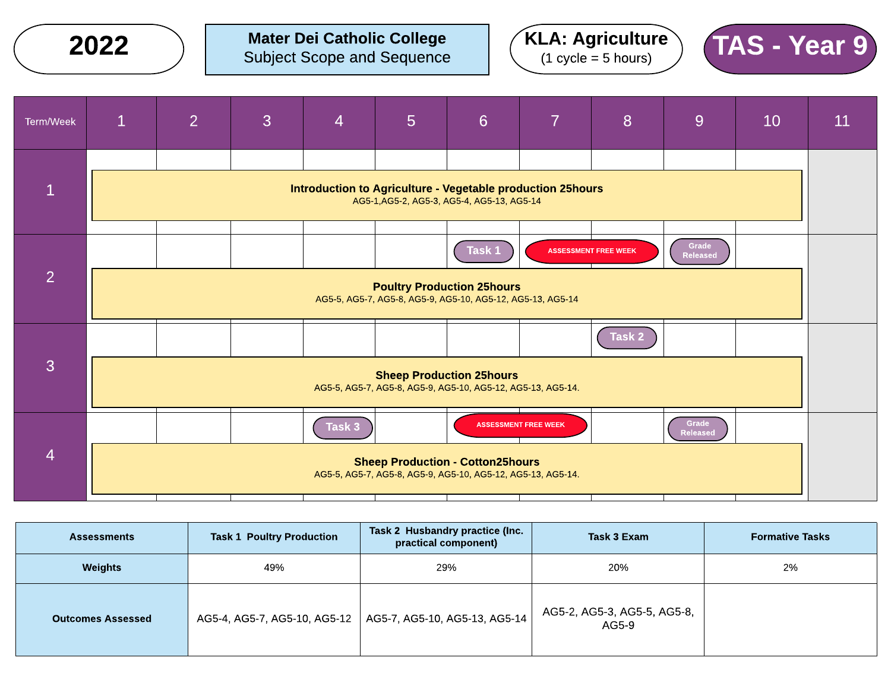**2022**

**Mater Dei Catholic College**
Subject Scope and Sequence

**KLA: Agriculture**
(1 cycle = 5 hours)

**TAS - Year 9**

| Term/Week | 1 | 2 | 3 | 4 | 5 | 6 | 7 | 8 | 9 | 10 | 11 |
|---|---|---|---|---|---|---|---|---|---|---|---|
| 1 | **Introduction to Agriculture - Vegetable production 25hours** AG5-1,AG5-2, AG5-3, AG5-4, AG5-13, AG5-14 | | | | | | | | | | |
| 2 | | | | | | Task 1 | ASSESSMENT FREE WEEK | | Grade Released | | |
| | **Poultry Production 25hours** AG5-5, AG5-7, AG5-8, AG5-9, AG5-10, AG5-12, AG5-13, AG5-14 | | | | | | | | | | |
| 3 | | | | | | | | Task 2 | | | |
| | **Sheep Production 25hours** AG5-5, AG5-7, AG5-8, AG5-9, AG5-10, AG5-12, AG5-13, AG5-14. | | | | | | | | | | |
| 4 | | | | Task 3 | | ASSESSMENT FREE WEEK | | | Grade Released | | |
| | **Sheep Production - Cotton25hours** AG5-5, AG5-7, AG5-8, AG5-9, AG5-10, AG5-12, AG5-13, AG5-14. | | | | | | | | | | |

| Assessments | Task 1 Poultry Production | Task 2 Husbandry practice (Inc. practical component) | Task 3 Exam | Formative Tasks |
|---|---|---|---|---|
| **Weights** | 49% | 29% | 20% | 2% |
| **Outcomes Assessed** | AG5-4, AG5-7, AG5-10, AG5-12 | AG5-7, AG5-10, AG5-13, AG5-14 | AG5-2, AG5-3, AG5-5, AG5-8, AG5-9 | |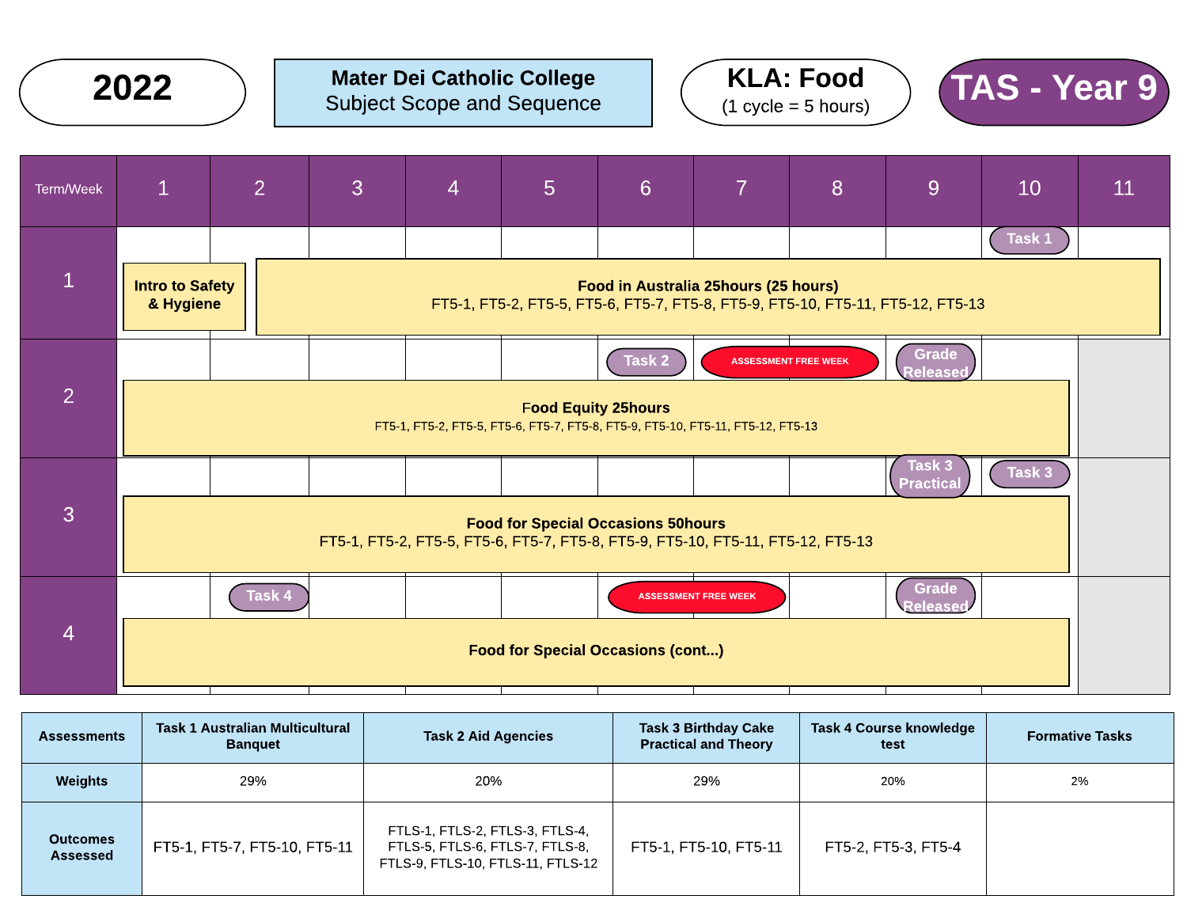**2022**

**Mater Dei Catholic College**
Subject Scope and Sequence

**KLA: Food**
(1 cycle = 5 hours)

**TAS - Year 9**

| Term/Week | 1 | 2 | 3 | 4 | 5 | 6 | 7 | 8 | 9 | 10 | 11 |
|---|---|---|---|---|---|---|---|---|---|---|---|
| 1 | **Intro to Safety & Hygiene** | **Food in Australia 25hours (25 hours)** FT5-1, FT5-2, FT5-5, FT5-6, FT5-7, FT5-8, FT5-9, FT5-10, FT5-11, FT5-12, FT5-13 | | | | | | | | Task 1 | |
| 2 | **Food Equity 25hours** FT5-1, FT5-2, FT5-5, FT5-6, FT5-7, FT5-8, FT5-9, FT5-10, FT5-11, FT5-12, FT5-13 | | | | | Task 2 | ASSESSMENT FREE WEEK | | Grade Released | | |
| 3 | **Food for Special Occasions 50hours** FT5-1, FT5-2, FT5-5, FT5-6, FT5-7, FT5-8, FT5-9, FT5-10, FT5-11, FT5-12, FT5-13 | | | | | | | | Task 3 Practical | Task 3 | |
| 4 | **Food for Special Occasions (cont...)** | Task 4 | | | | ASSESSMENT FREE WEEK | | | Grade Released | | |

| Assessments | Task 1 Australian Multicultural Banquet | Task 2 Aid Agencies | Task 3 Birthday Cake Practical and Theory | Task 4 Course knowledge test | Formative Tasks |
|---|---|---|---|---|---|
| **Weights** | 29% | 20% | 29% | 20% | 2% |
| **Outcomes Assessed** | FT5-1, FT5-7, FT5-10, FT5-11 | FTLS-1, FTLS-2, FTLS-3, FTLS-4, FTLS-5, FTLS-6, FTLS-7, FTLS-8, FTLS-9, FTLS-10, FTLS-11, FTLS-12 | FT5-1, FT5-10, FT5-11 | FT5-2, FT5-3, FT5-4 | |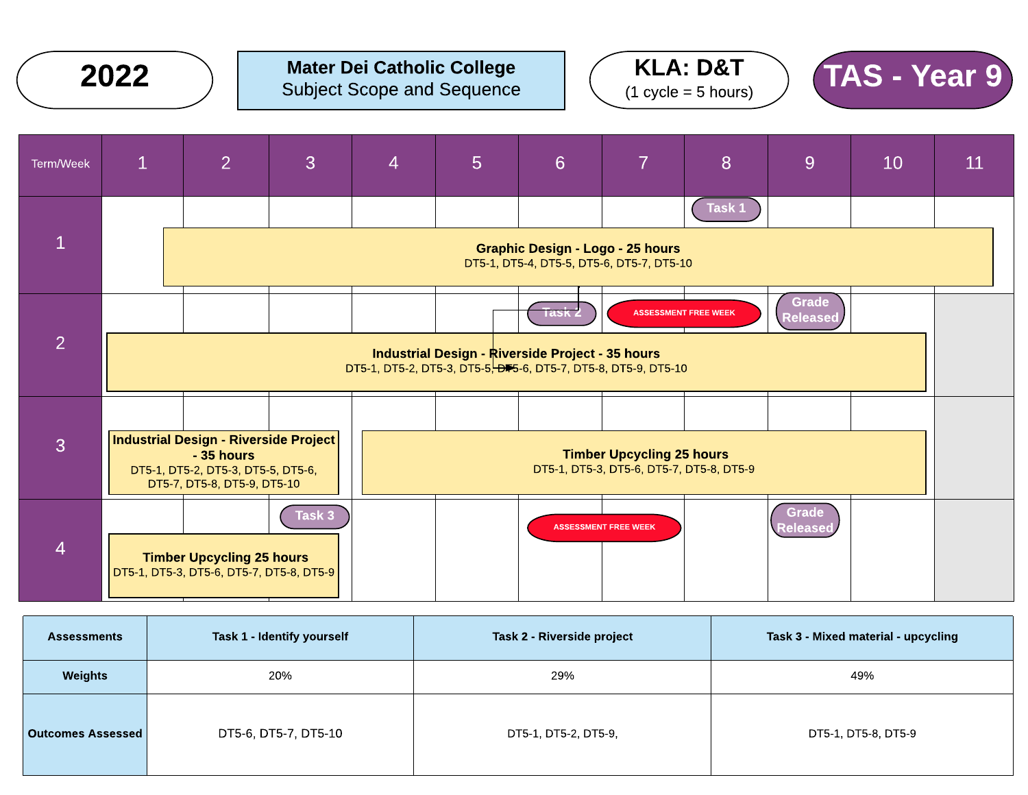**2022**

**Mater Dei Catholic College**
Subject Scope and Sequence

**KLA: D&T**
(1 cycle = 5 hours)

**TAS - Year 9**

| Term/Week | 1 | 2 | 3 | 4 | 5 | 6 | 7 | 8 | 9 | 10 | 11 |
|---|---|---|---|---|---|---|---|---|---|---|---|
| 1 | | | | | | | | Task 1 | | | |
| | **Graphic Design - Logo - 25 hours** DT5-1, DT5-4, DT5-5, DT5-6, DT5-7, DT5-10 | | | | | | | | | | |
| 2 | | | | | | Task 2 | ASSESSMENT FREE WEEK | | Grade Released | | |
| | **Industrial Design - Riverside Project - 35 hours** DT5-1, DT5-2, DT5-3, DT5-5, DT5-6, DT5-7, DT5-8, DT5-9, DT5-10 | | | | | | | | | | |
| 3 | **Industrial Design - Riverside Project - 35 hours** DT5-1, DT5-2, DT5-3, DT5-5, DT5-6, DT5-7, DT5-8, DT5-9, DT5-10 | | | **Timber Upcycling 25 hours** DT5-1, DT5-3, DT5-6, DT5-7, DT5-8, DT5-9 | | | | | | | |
| 4 | | | Task 3 | | | ASSESSMENT FREE WEEK | | | Grade Released | | |
| | **Timber Upcycling 25 hours** DT5-1, DT5-3, DT5-6, DT5-7, DT5-8, DT5-9 | | | | | | | | | | |

| Assessments | Task 1 - Identify yourself | Task 2 - Riverside project | Task 3 - Mixed material - upcycling |
|---|---|---|---|
| Weights | 20% | 29% | 49% |
| Outcomes Assessed | DT5-6, DT5-7, DT5-10 | DT5-1, DT5-2, DT5-9, | DT5-1, DT5-8, DT5-9 |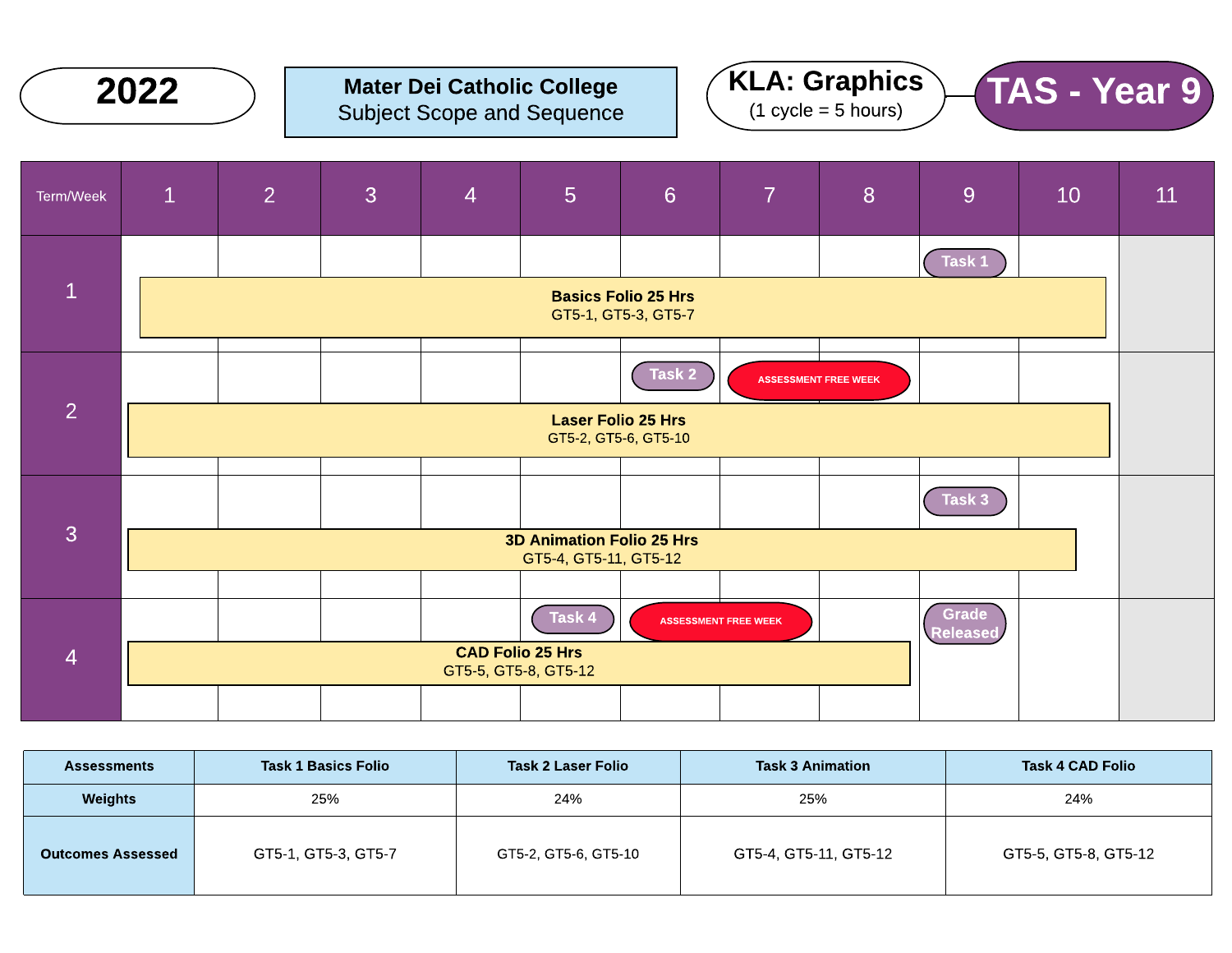# 2022

**Mater Dei Catholic College**
Subject Scope and Sequence

**KLA: Graphics**
(1 cycle = 5 hours)

# TAS - Year 9

| Term/Week | 1 | 2 | 3 | 4 | 5 | 6 | 7 | 8 | 9 | 10 | 11 |
|---|---|---|---|---|---|---|---|---|---|---|---|
| 1 | **Basics Folio 25 Hrs** GT5-1, GT5-3, GT5-7 | | | | | | | | Task 1 | | |
| 2 | **Laser Folio 25 Hrs** GT5-2, GT5-6, GT5-10 | | | | | Task 2 | ASSESSMENT FREE WEEK | | | | |
| 3 | **3D Animation Folio 25 Hrs** GT5-4, GT5-11, GT5-12 | | | | | | | | Task 3 | | |
| 4 | **CAD Folio 25 Hrs** GT5-5, GT5-8, GT5-12 | | | | Task 4 | ASSESSMENT FREE WEEK | | | Grade Released | | |

| Assessments | Task 1 Basics Folio | Task 2 Laser Folio | Task 3 Animation | Task 4 CAD Folio |
|---|---|---|---|---|
| **Weights** | 25% | 24% | 25% | 24% |
| **Outcomes Assessed** | GT5-1, GT5-3, GT5-7 | GT5-2, GT5-6, GT5-10 | GT5-4, GT5-11, GT5-12 | GT5-5, GT5-8, GT5-12 |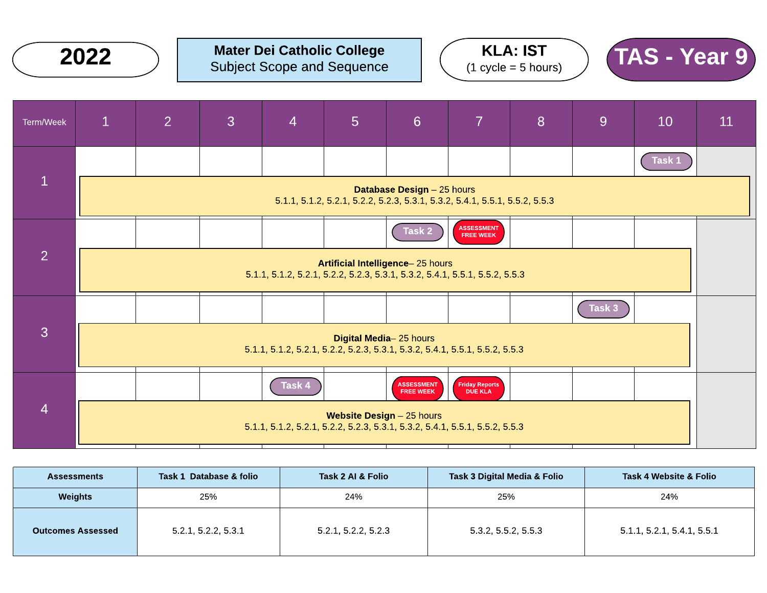**2022**

**Mater Dei Catholic College**
Subject Scope and Sequence

**KLA: IST**
(1 cycle = 5 hours)

# TAS - Year 9

| Term/Week | 1 | 2 | 3 | 4 | 5 | 6 | 7 | 8 | 9 | 10 | 11 |
|---|---|---|---|---|---|---|---|---|---|---|---|
| 1 | | | | | | | | | | Task 1 | |
| | **Database Design** – 25 hours<br>5.1.1, 5.1.2, 5.2.1, 5.2.2, 5.2.3, 5.3.1, 5.3.2, 5.4.1, 5.5.1, 5.5.2, 5.5.3 | | | | | | | | | | |
| 2 | | | | | | Task 2 | ASSESSMENT FREE WEEK | | | | |
| | **Artificial Intelligence**– 25 hours<br>5.1.1, 5.1.2, 5.2.1, 5.2.2, 5.2.3, 5.3.1, 5.3.2, 5.4.1, 5.5.1, 5.5.2, 5.5.3 | | | | | | | | | | |
| 3 | | | | | | | | | Task 3 | | |
| | **Digital Media**– 25 hours<br>5.1.1, 5.1.2, 5.2.1, 5.2.2, 5.2.3, 5.3.1, 5.3.2, 5.4.1, 5.5.1, 5.5.2, 5.5.3 | | | | | | | | | | |
| 4 | | | | Task 4 | | ASSESSMENT FREE WEEK | Friday Reports DUE KLA | | | | |
| | **Website Design** – 25 hours<br>5.1.1, 5.1.2, 5.2.1, 5.2.2, 5.2.3, 5.3.1, 5.3.2, 5.4.1, 5.5.1, 5.5.2, 5.5.3 | | | | | | | | | | |

| Assessments | Task 1 Database & folio | Task 2 AI & Folio | Task 3 Digital Media & Folio | Task 4 Website & Folio |
|---|---|---|---|---|
| Weights | 25% | 24% | 25% | 24% |
| Outcomes Assessed | 5.2.1, 5.2.2, 5.3.1 | 5.2.1, 5.2.2, 5.2.3 | 5.3.2, 5.5.2, 5.5.3 | 5.1.1, 5.2.1, 5.4.1, 5.5.1 |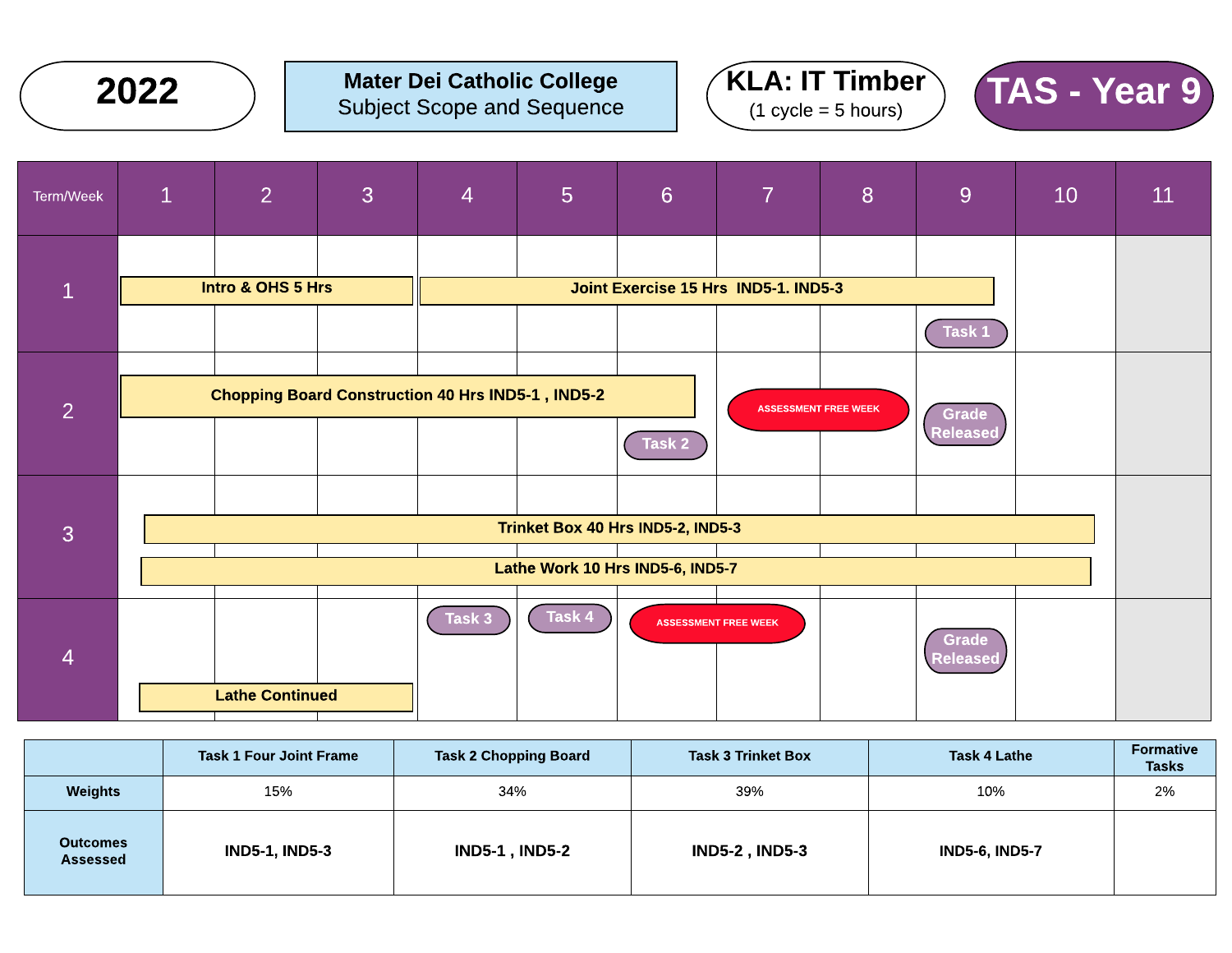**2022**

**Mater Dei Catholic College**
Subject Scope and Sequence

**KLA: IT Timber**
(1 cycle = 5 hours)

**TAS - Year 9**

| Term/Week | 1 | 2 | 3 | 4 | 5 | 6 | 7 | 8 | 9 | 10 | 11 |
|---|---|---|---|---|---|---|---|---|---|---|---|
| 1 | Intro & OHS 5 Hrs | | | Joint Exercise 15 Hrs IND5-1. IND5-3 | | | | | Task 1 | | |
| 2 | Chopping Board Construction 40 Hrs IND5-1 , IND5-2 | | | | | Task 2 | ASSESSMENT FREE WEEK | | Grade Released | | |
| 3 | Trinket Box 40 Hrs IND5-2, IND5-3; Lathe Work 10 Hrs IND5-6, IND5-7 | | | | | | | | | | |
| 4 | Lathe Continued | | | Task 3 | Task 4 | ASSESSMENT FREE WEEK | | | Grade Released | | |

| | Task 1 Four Joint Frame | Task 2 Chopping Board | Task 3 Trinket Box | Task 4 Lathe | Formative Tasks |
|---|---|---|---|---|---|
| Weights | 15% | 34% | 39% | 10% | 2% |
| Outcomes Assessed | IND5-1, IND5-3 | IND5-1 , IND5-2 | IND5-2 , IND5-3 | IND5-6, IND5-7 | |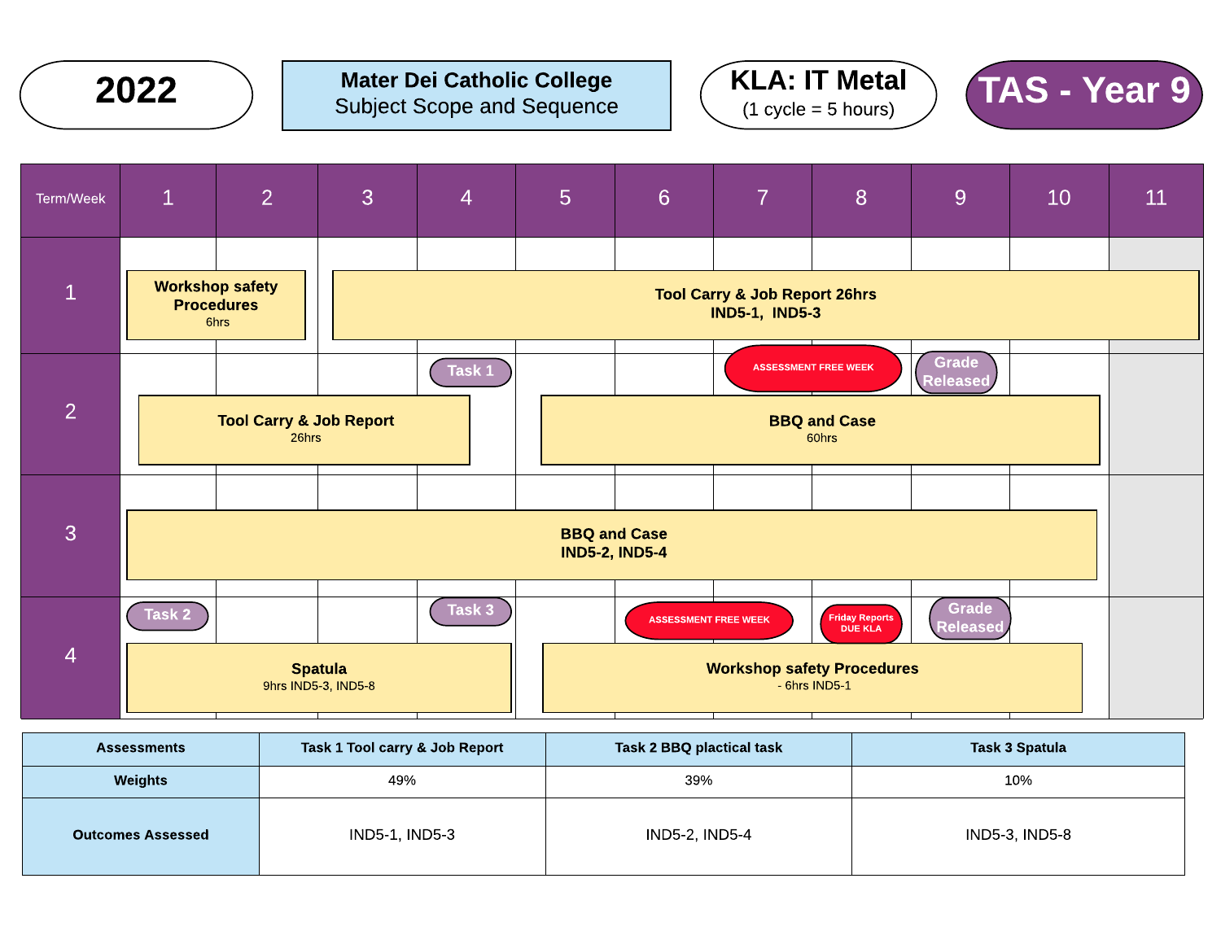**2022**

**Mater Dei Catholic College**
Subject Scope and Sequence

**KLA: IT Metal**
(1 cycle = 5 hours)

# TAS - Year 9

| Term/Week | 1 | 2 | 3 | 4 | 5 | 6 | 7 | 8 | 9 | 10 | 11 |
|---|---|---|---|---|---|---|---|---|---|---|---|
| 1 | **Workshop safety Procedures** 6hrs | | **Tool Carry & Job Report 26hrs** **IND5-1, IND5-3** | | | | | | | | |
| 2 | **Tool Carry & Job Report** 26hrs | | | Task 1 | **BBQ and Case** 60hrs | | ASSESSMENT FREE WEEK | | Grade Released | | |
| 3 | **BBQ and Case** **IND5-2, IND5-4** | | | | | | | | | | |
| 4 | Task 2 **Spatula** 9hrs IND5-3, IND5-8 | | | Task 3 | **Workshop safety Procedures** - 6hrs IND5-1 | | ASSESSMENT FREE WEEK | Friday Reports DUE KLA | Grade Released | | |

| Assessments | Task 1 Tool carry & Job Report | Task 2 BBQ plactical task | Task 3 Spatula |
|---|---|---|---|
| Weights | 49% | 39% | 10% |
| Outcomes Assessed | IND5-1, IND5-3 | IND5-2, IND5-4 | IND5-3, IND5-8 |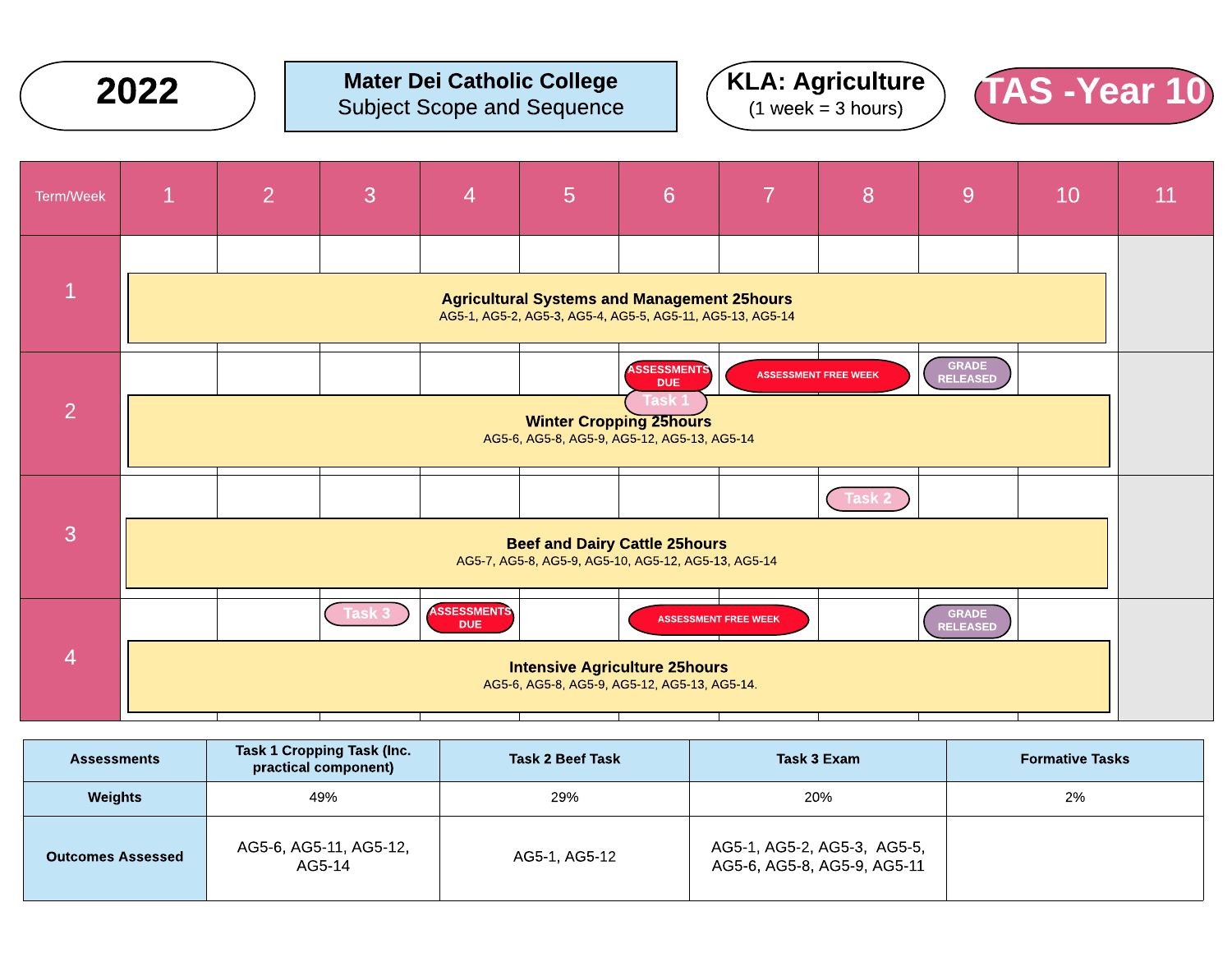**2022**

**Mater Dei Catholic College**
Subject Scope and Sequence

**KLA: Agriculture**
(1 week = 3 hours)

**TAS -Year 10**

| Term/Week | 1 | 2 | 3 | 4 | 5 | 6 | 7 | 8 | 9 | 10 | 11 |
|---|---|---|---|---|---|---|---|---|---|---|---|
| 1 | **Agricultural Systems and Management 25hours** AG5-1, AG5-2, AG5-3, AG5-4, AG5-5, AG5-11, AG5-13, AG5-14 | | | | | | | | | | |
| 2 | **Winter Cropping 25hours** AG5-6, AG5-8, AG5-9, AG5-12, AG5-13, AG5-14 | | | | | ASSESSMENTS DUE Task 1 | ASSESSMENT FREE WEEK | | GRADE RELEASED | | |
| 3 | **Beef and Dairy Cattle 25hours** AG5-7, AG5-8, AG5-9, AG5-10, AG5-12, AG5-13, AG5-14 | | | | | | | Task 2 | | | |
| 4 | **Intensive Agriculture 25hours** AG5-6, AG5-8, AG5-9, AG5-12, AG5-13, AG5-14. | | Task 3 | ASSESSMENTS DUE | | ASSESSMENT FREE WEEK | | | GRADE RELEASED | | |

| Assessments | Task 1 Cropping Task (Inc. practical component) | Task 2 Beef Task | Task 3 Exam | Formative Tasks |
|---|---|---|---|---|
| **Weights** | 49% | 29% | 20% | 2% |
| **Outcomes Assessed** | AG5-6, AG5-11, AG5-12, AG5-14 | AG5-1, AG5-12 | AG5-1, AG5-2, AG5-3, AG5-5, AG5-6, AG5-8, AG5-9, AG5-11 | |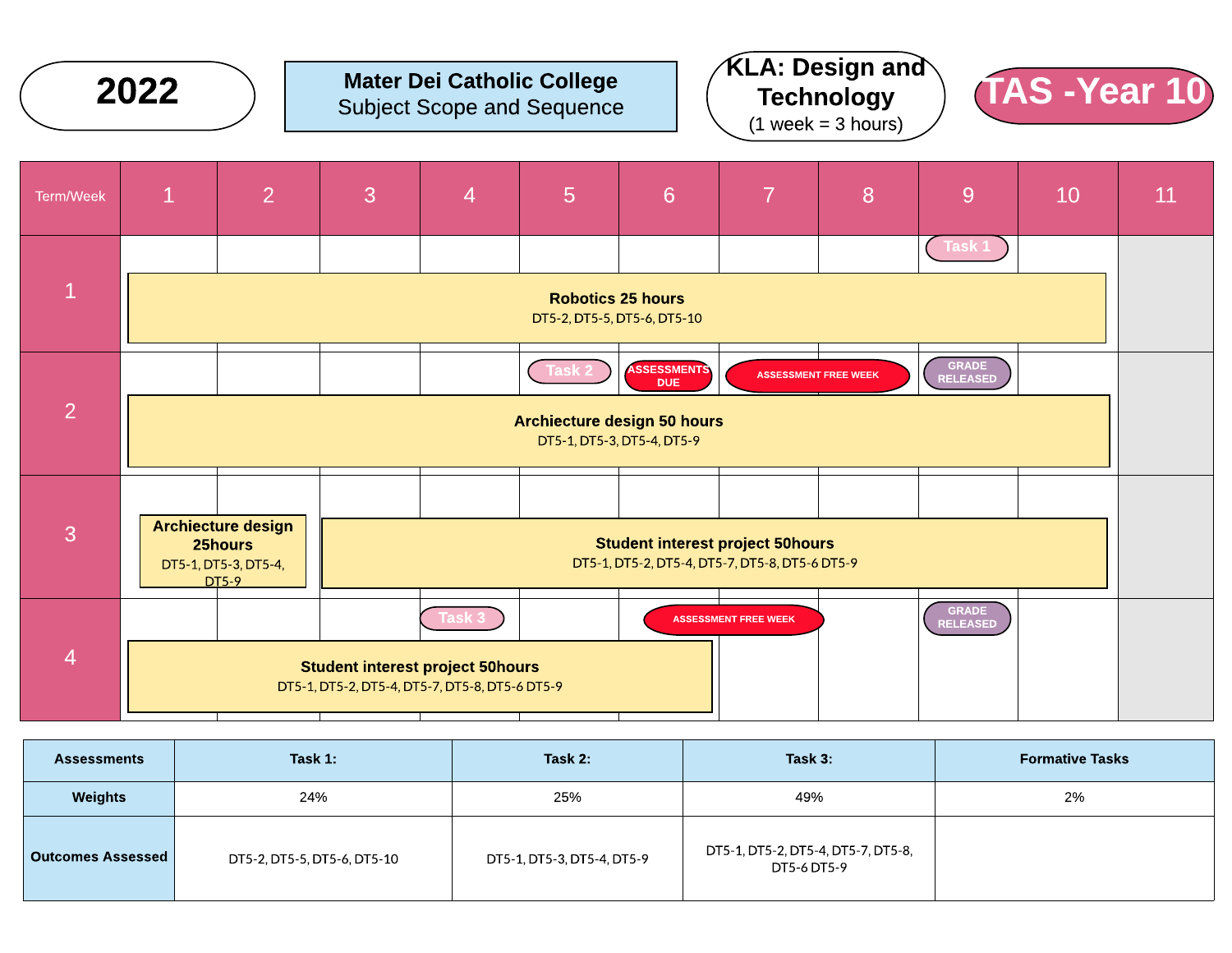# 2022

**Mater Dei Catholic College**
Subject Scope and Sequence

**KLA: Design and Technology**
(1 week = 3 hours)

## TAS -Year 10

| Term/Week | 1 | 2 | 3 | 4 | 5 | 6 | 7 | 8 | 9 | 10 | 11 |
|---|---|---|---|---|---|---|---|---|---|---|---|
| 1 | **Robotics 25 hours** DT5-2, DT5-5, DT5-6, DT5-10 | | | | | | | | Task 1 | | |
| 2 | **Archiecture design 50 hours** DT5-1, DT5-3, DT5-4, DT5-9 | | | | Task 2 | ASSESSMENTS DUE | ASSESSMENT FREE WEEK | ASSESSMENT FREE WEEK | GRADE RELEASED | | |
| 3 | **Archiecture design 25hours** DT5-1, DT5-3, DT5-4, DT5-9 | | **Student interest project 50hours** DT5-1, DT5-2, DT5-4, DT5-7, DT5-8, DT5-6 DT5-9 | | | | | | | | |
| 4 | **Student interest project 50hours** DT5-1, DT5-2, DT5-4, DT5-7, DT5-8, DT5-6 DT5-9 | | | Task 3 | | ASSESSMENT FREE WEEK | ASSESSMENT FREE WEEK | | GRADE RELEASED | | |

| Assessments | Task 1: | Task 2: | Task 3: | Formative Tasks |
|---|---|---|---|---|
| Weights | 24% | 25% | 49% | 2% |
| Outcomes Assessed | DT5-2, DT5-5, DT5-6, DT5-10 | DT5-1, DT5-3, DT5-4, DT5-9 | DT5-1, DT5-2, DT5-4, DT5-7, DT5-8, DT5-6 DT5-9 | |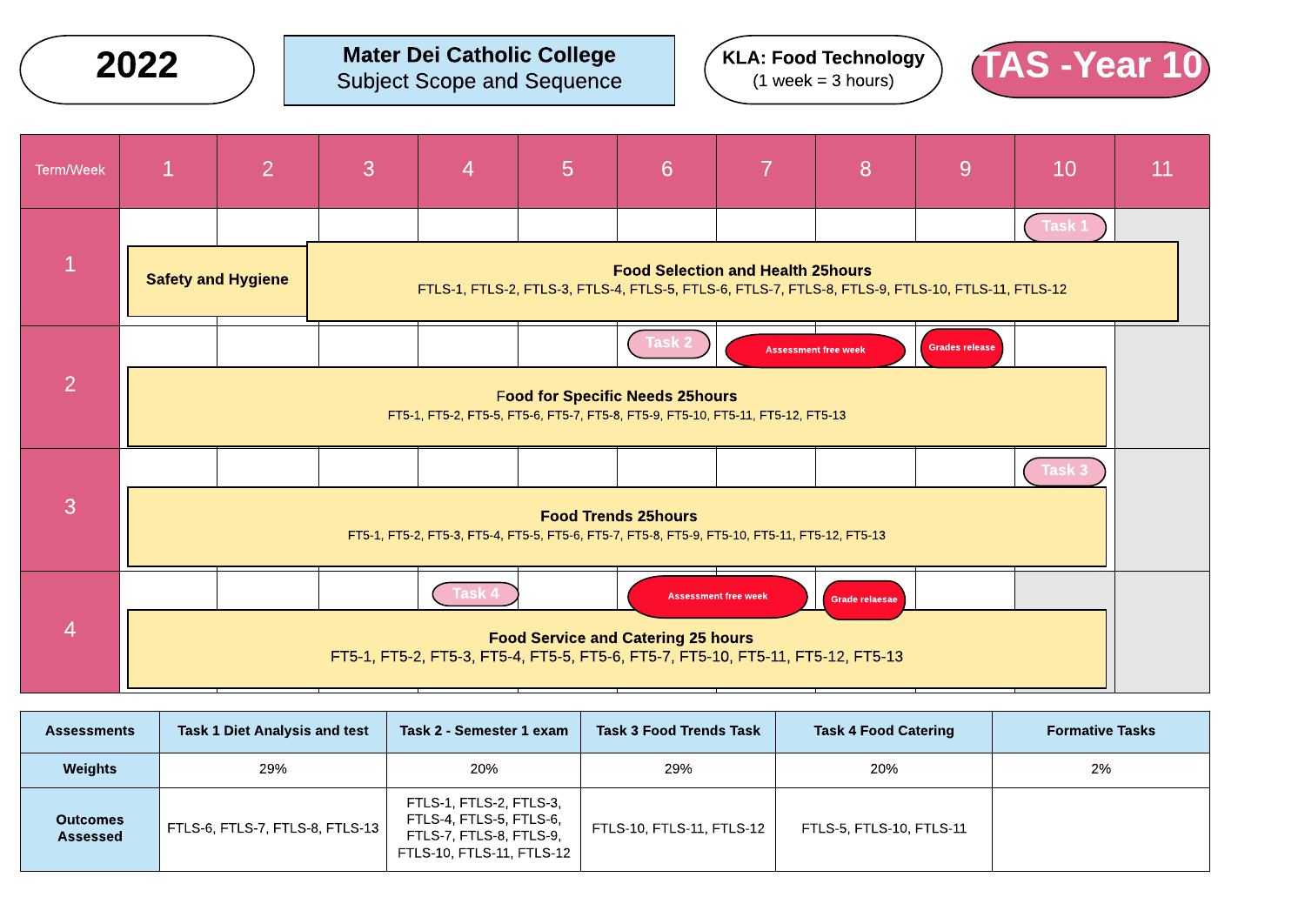**2022**

**Mater Dei Catholic College**
Subject Scope and Sequence

**KLA: Food Technology**
(1 week = 3 hours)

**TAS -Year 10**

| Term/Week | 1 | 2 | 3 | 4 | 5 | 6 | 7 | 8 | 9 | 10 | 11 |
|---|---|---|---|---|---|---|---|---|---|---|---|
| 1 | **Safety and Hygiene** | | **Food Selection and Health 25hours** FTLS-1, FTLS-2, FTLS-3, FTLS-4, FTLS-5, FTLS-6, FTLS-7, FTLS-8, FTLS-9, FTLS-10, FTLS-11, FTLS-12 | | | | | | | Task 1 | |
| 2 | **Food for Specific Needs 25hours** FT5-1, FT5-2, FT5-5, FT5-6, FT5-7, FT5-8, FT5-9, FT5-10, FT5-11, FT5-12, FT5-13 | | | | | Task 2 | Assessment free week | | Grades release | | |
| 3 | **Food Trends 25hours** FT5-1, FT5-2, FT5-3, FT5-4, FT5-5, FT5-6, FT5-7, FT5-8, FT5-9, FT5-10, FT5-11, FT5-12, FT5-13 | | | | | | | | | Task 3 | |
| 4 | **Food Service and Catering 25 hours** FT5-1, FT5-2, FT5-3, FT5-4, FT5-5, FT5-6, FT5-7, FT5-10, FT5-11, FT5-12, FT5-13 | | | Task 4 | | Assessment free week | | Grade relaesae | | | |

| Assessments | Task 1 Diet Analysis and test | Task 2 - Semester 1 exam | Task 3 Food Trends Task | Task 4 Food Catering | Formative Tasks |
|---|---|---|---|---|---|
| Weights | 29% | 20% | 29% | 20% | 2% |
| Outcomes Assessed | FTLS-6, FTLS-7, FTLS-8, FTLS-13 | FTLS-1, FTLS-2, FTLS-3, FTLS-4, FTLS-5, FTLS-6, FTLS-7, FTLS-8, FTLS-9, FTLS-10, FTLS-11, FTLS-12 | FTLS-10, FTLS-11, FTLS-12 | FTLS-5, FTLS-10, FTLS-11 | |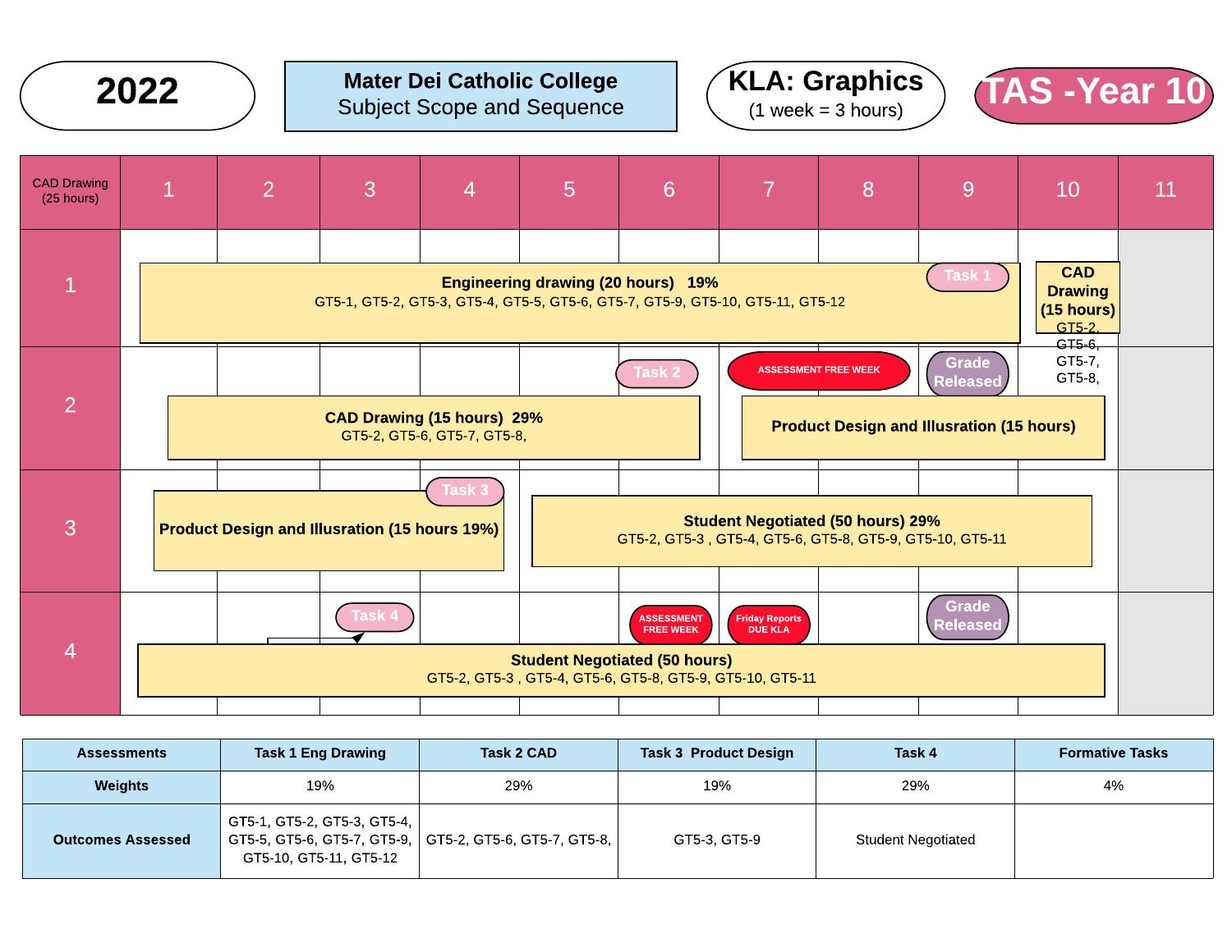# 2022

**Mater Dei Catholic College**
Subject Scope and Sequence

**KLA: Graphics**
(1 week = 3 hours)

**TAS -Year 10**

| CAD Drawing (25 hours) | 1 | 2 | 3 | 4 | 5 | 6 | 7 | 8 | 9 | 10 | 11 |
|---|---|---|---|---|---|---|---|---|---|---|---|
| 1 | **Engineering drawing (20 hours) 19%** GT5-1, GT5-2, GT5-3, GT5-4, GT5-5, GT5-6, GT5-7, GT5-9, GT5-10, GT5-11, GT5-12 | | | | | | | | Task 1 | **CAD Drawing (15 hours)** GT5-2, GT5-6, GT5-7, GT5-8, | |
| 2 | **CAD Drawing (15 hours) 29%** GT5-2, GT5-6, GT5-7, GT5-8, | | | | | Task 2 | ASSESSMENT FREE WEEK / **Product Design and Illusration (15 hours)** | | Grade Released | | |
| 3 | **Product Design and Illusration (15 hours 19%)** | | | Task 3 | **Student Negotiated (50 hours) 29%** GT5-2, GT5-3 , GT5-4, GT5-6, GT5-8, GT5-9, GT5-10, GT5-11 | | | | | | |
| 4 | **Student Negotiated (50 hours)** GT5-2, GT5-3 , GT5-4, GT5-6, GT5-8, GT5-9, GT5-10, GT5-11 | | Task 4 | | | ASSESSMENT FREE WEEK | Friday Reports DUE KLA | | Grade Released | | |

| Assessments | Task 1 Eng Drawing | Task 2 CAD | Task 3 Product Design | Task 4 | Formative Tasks |
|---|---|---|---|---|---|
| **Weights** | 19% | 29% | 19% | 29% | 4% |
| **Outcomes Assessed** | GT5-1, GT5-2, GT5-3, GT5-4, GT5-5, GT5-6, GT5-7, GT5-9, GT5-10, GT5-11, GT5-12 | GT5-2, GT5-6, GT5-7, GT5-8, | GT5-3, GT5-9 | Student Negotiated | |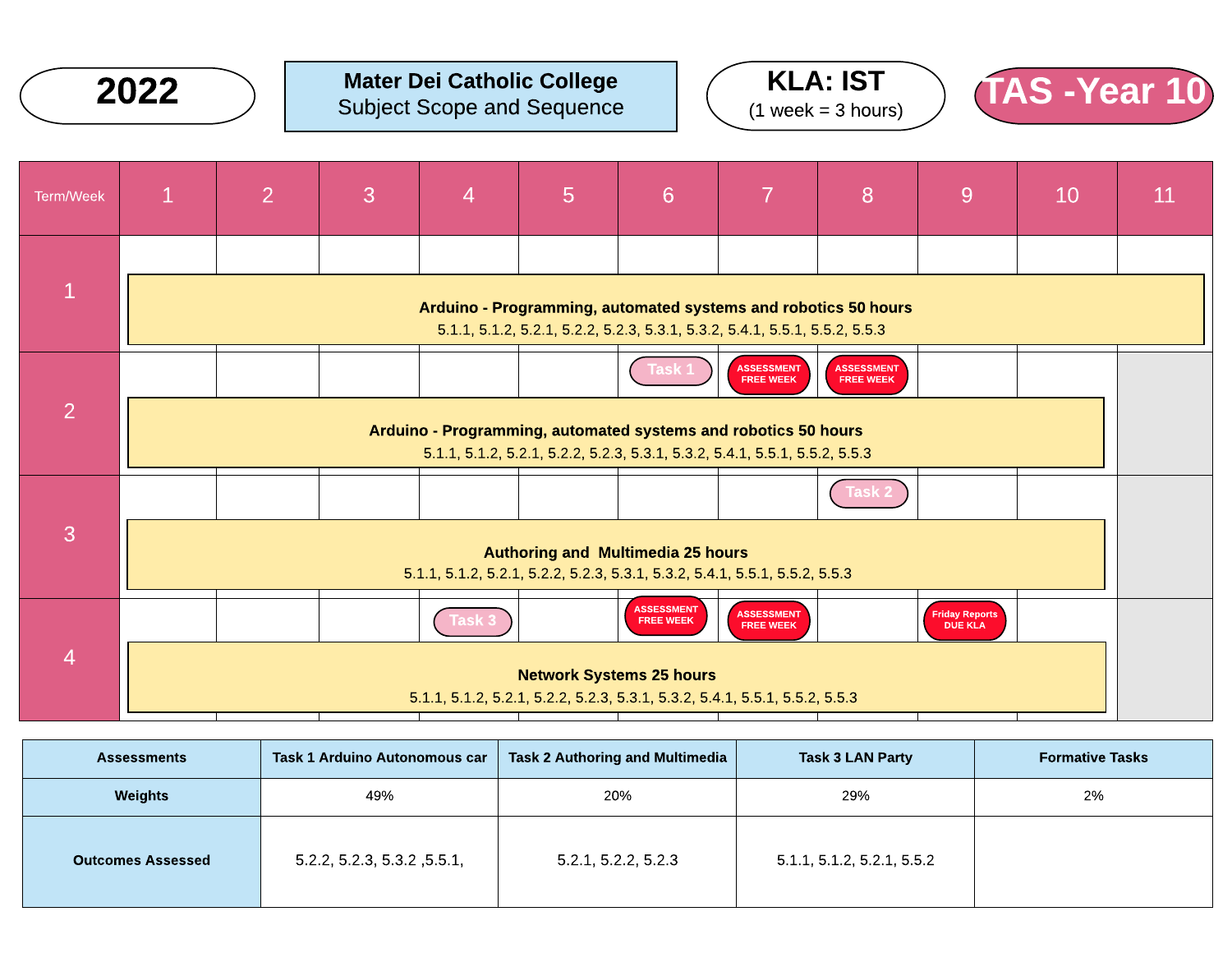**2022**

**Mater Dei Catholic College**
Subject Scope and Sequence

**KLA: IST**
(1 week = 3 hours)

**TAS -Year 10**

| Term/Week | 1 | 2 | 3 | 4 | 5 | 6 | 7 | 8 | 9 | 10 | 11 |
|---|---|---|---|---|---|---|---|---|---|---|---|
| 1 | **Arduino - Programming, automated systems and robotics 50 hours** 5.1.1, 5.1.2, 5.2.1, 5.2.2, 5.2.3, 5.3.1, 5.3.2, 5.4.1, 5.5.1, 5.5.2, 5.5.3 | | | | | | | | | | |
| 2 | | | | | | Task 1 | ASSESSMENT FREE WEEK | ASSESSMENT FREE WEEK | | | |
| | **Arduino - Programming, automated systems and robotics 50 hours** 5.1.1, 5.1.2, 5.2.1, 5.2.2, 5.2.3, 5.3.1, 5.3.2, 5.4.1, 5.5.1, 5.5.2, 5.5.3 | | | | | | | | | | |
| 3 | | | | | | | | Task 2 | | | |
| | **Authoring and Multimedia 25 hours** 5.1.1, 5.1.2, 5.2.1, 5.2.2, 5.2.3, 5.3.1, 5.3.2, 5.4.1, 5.5.1, 5.5.2, 5.5.3 | | | | | | | | | | |
| 4 | | | | Task 3 | | ASSESSMENT FREE WEEK | ASSESSMENT FREE WEEK | | Friday Reports DUE KLA | | |
| | **Network Systems 25 hours** 5.1.1, 5.1.2, 5.2.1, 5.2.2, 5.2.3, 5.3.1, 5.3.2, 5.4.1, 5.5.1, 5.5.2, 5.5.3 | | | | | | | | | | |

| Assessments | Task 1 Arduino Autonomous car | Task 2 Authoring and Multimedia | Task 3 LAN Party | Formative Tasks |
|---|---|---|---|---|
| **Weights** | 49% | 20% | 29% | 2% |
| **Outcomes Assessed** | 5.2.2, 5.2.3, 5.3.2 ,5.5.1, | 5.2.1, 5.2.2, 5.2.3 | 5.1.1, 5.1.2, 5.2.1, 5.5.2 | |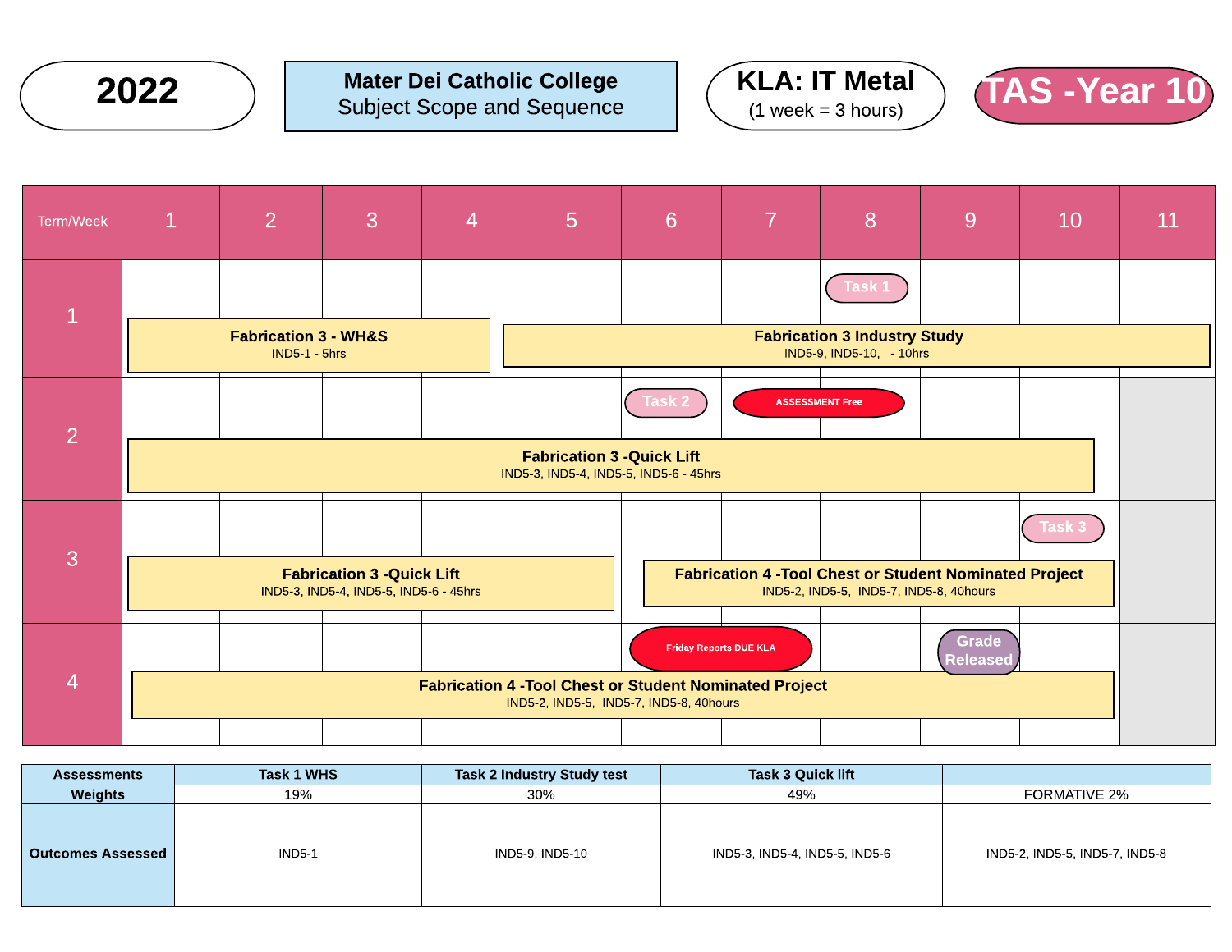# 2022

**Mater Dei Catholic College**
Subject Scope and Sequence

**KLA: IT Metal**
(1 week = 3 hours)

**TAS -Year 10**

| Term/Week | 1 | 2 | 3 | 4 | 5 | 6 | 7 | 8 | 9 | 10 | 11 |
|---|---|---|---|---|---|---|---|---|---|---|---|
| 1 | **Fabrication 3 - WH&S** IND5-1 - 5hrs | | | | **Fabrication 3 Industry Study** IND5-9, IND5-10, - 10hrs | | | Task 1 | | | |
| 2 | **Fabrication 3 -Quick Lift** IND5-3, IND5-4, IND5-5, IND5-6 - 45hrs | | | | | Task 2 | ASSESSMENT Free | | | | |
| 3 | **Fabrication 3 -Quick Lift** IND5-3, IND5-4, IND5-5, IND5-6 - 45hrs | | | | | **Fabrication 4 -Tool Chest or Student Nominated Project** IND5-2, IND5-5, IND5-7, IND5-8, 40hours | | | | Task 3 | |
| 4 | **Fabrication 4 -Tool Chest or Student Nominated Project** IND5-2, IND5-5, IND5-7, IND5-8, 40hours | | | | | Friday Reports DUE KLA | | | Grade Released | | |

| Assessments | Task 1 WHS | Task 2 Industry Study test | Task 3 Quick lift | |
|---|---|---|---|---|
| Weights | 19% | 30% | 49% | FORMATIVE 2% |
| Outcomes Assessed | IND5-1 | IND5-9, IND5-10 | IND5-3, IND5-4, IND5-5, IND5-6 | IND5-2, IND5-5, IND5-7, IND5-8 |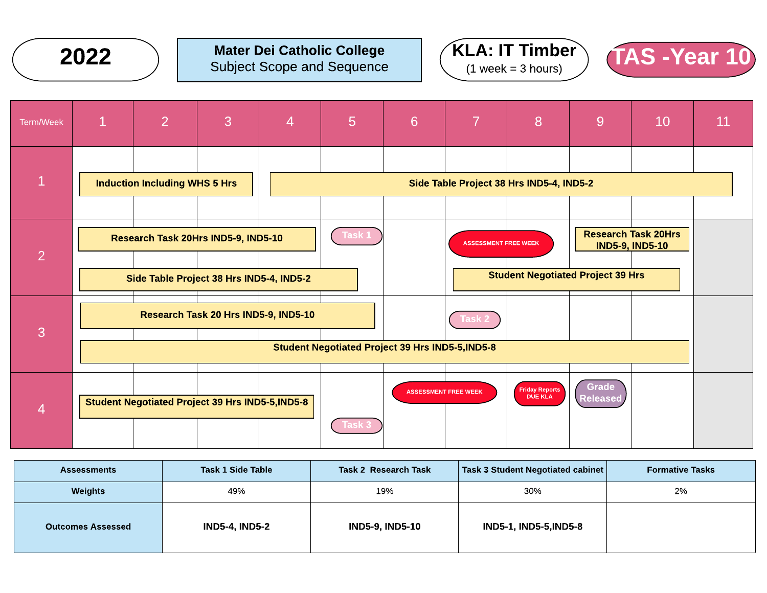2022

**Mater Dei Catholic College**
Subject Scope and Sequence

**KLA: IT Timber**
(1 week = 3 hours)

# TAS -Year 10

| Term/Week | 1 | 2 | 3 | 4 | 5 | 6 | 7 | 8 | 9 | 10 | 11 |
|---|---|---|---|---|---|---|---|---|---|---|---|
| 1 | **Induction Including WHS 5 Hrs** | | | **Side Table Project 38 Hrs IND5-4, IND5-2** | | | | | | | |
| 2 | **Research Task 20Hrs IND5-9, IND5-10**<br>**Side Table Project 38 Hrs IND5-4, IND5-2** | | | | Task 1 | | ASSESSMENT FREE WEEK<br>**Student Negotiated Project 39 Hrs** | | **Research Task 20Hrs IND5-9, IND5-10** | | |
| 3 | **Research Task 20 Hrs IND5-9, IND5-10**<br>**Student Negotiated Project 39 Hrs IND5-5,IND5-8** | | | | | | Task 2 | | | | |
| 4 | **Student Negotiated Project 39 Hrs IND5-5,IND5-8** | | | | Task 3 | ASSESSMENT FREE WEEK | | Friday Reports DUE KLA | Grade Released | | |

| Assessments | Task 1 Side Table | Task 2 Research Task | Task 3 Student Negotiated cabinet | Formative Tasks |
|---|---|---|---|---|
| **Weights** | 49% | 19% | 30% | 2% |
| **Outcomes Assessed** | **IND5-4, IND5-2** | **IND5-9, IND5-10** | **IND5-1, IND5-5,IND5-8** | |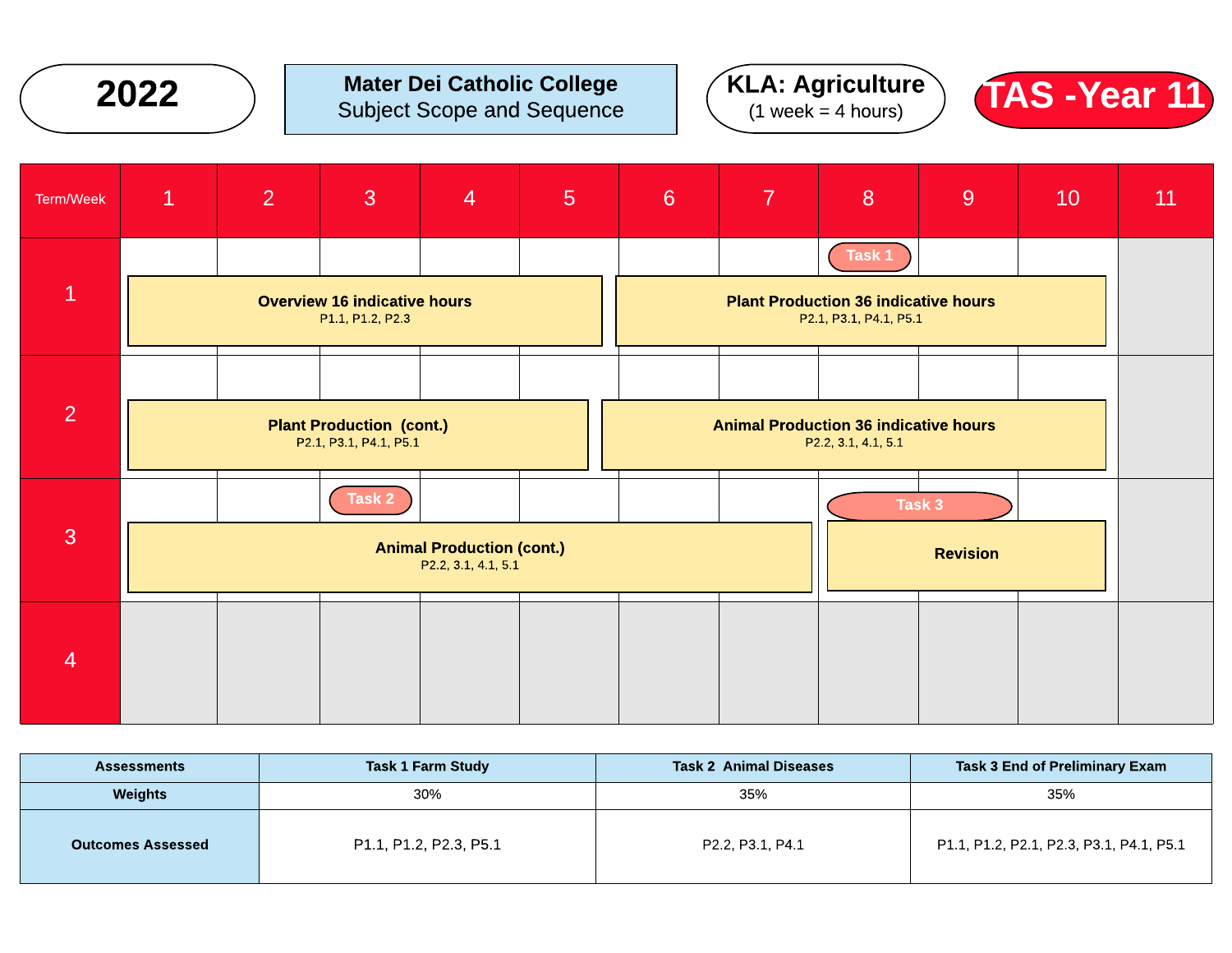**2022**

**Mater Dei Catholic College**
Subject Scope and Sequence

**KLA: Agriculture**
(1 week = 4 hours)

**TAS -Year 11**

| Term/Week | 1 | 2 | 3 | 4 | 5 | 6 | 7 | 8 | 9 | 10 | 11 |
|---|---|---|---|---|---|---|---|---|---|---|---|
| 1 | **Overview 16 indicative hours** P1.1, P1.2, P2.3 | | | | | **Plant Production 36 indicative hours** P2.1, P3.1, P4.1, P5.1 (Task 1 – Week 8) | | | | | |
| 2 | **Plant Production (cont.)** P2.1, P3.1, P4.1, P5.1 | | | | | **Animal Production 36 indicative hours** P2.2, 3.1, 4.1, 5.1 | | | | | |
| 3 | **Animal Production (cont.)** P2.2, 3.1, 4.1, 5.1 (Task 2 – Week 3) | | | | | | | **Revision** (Task 3 – Weeks 8–9) | | | |
| 4 | | | | | | | | | | | |

| Assessments | Task 1 Farm Study | Task 2 Animal Diseases | Task 3 End of Preliminary Exam |
|---|---|---|---|
| Weights | 30% | 35% | 35% |
| Outcomes Assessed | P1.1, P1.2, P2.3, P5.1 | P2.2, P3.1, P4.1 | P1.1, P1.2, P2.1, P2.3, P3.1, P4.1, P5.1 |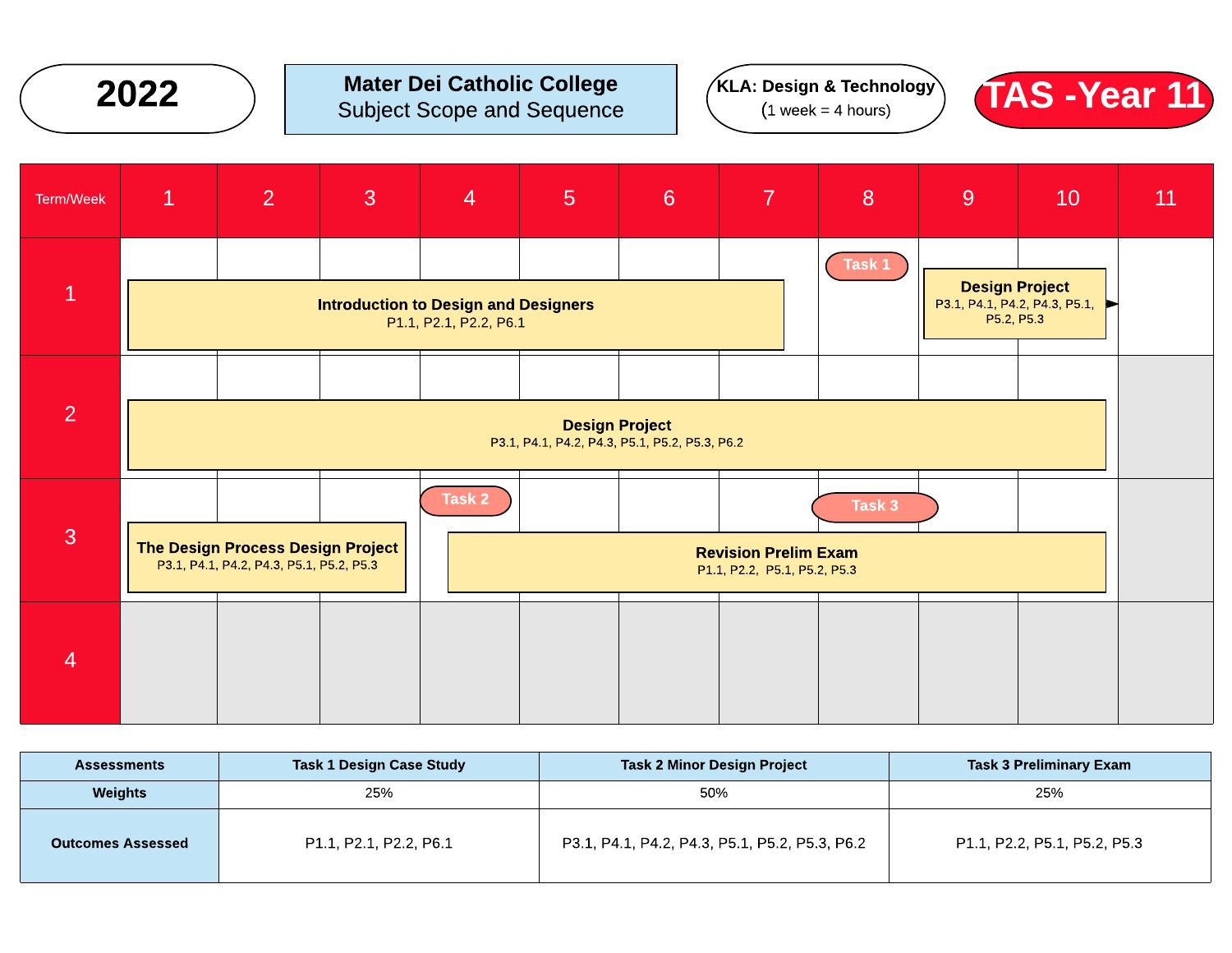**2022**

**Mater Dei Catholic College**
Subject Scope and Sequence

**KLA: Design & Technology**
(1 week = 4 hours)

**TAS -Year 11**

| Term/Week | 1 | 2 | 3 | 4 | 5 | 6 | 7 | 8 | 9 | 10 | 11 |
|---|---|---|---|---|---|---|---|---|---|---|---|
| 1 | **Introduction to Design and Designers** P1.1, P2.1, P2.2, P6.1 | | | | | | | Task 1 | **Design Project** P3.1, P4.1, P4.2, P4.3, P5.1, P5.2, P5.3 | | |
| 2 | **Design Project** P3.1, P4.1, P4.2, P4.3, P5.1, P5.2, P5.3, P6.2 | | | | | | | | | | |
| 3 | **The Design Process Design Project** P3.1, P4.1, P4.2, P4.3, P5.1, P5.2, P5.3 | | | Task 2 / **Revision Prelim Exam** P1.1, P2.2, P5.1, P5.2, P5.3 | | | | Task 3 | | | |
| 4 | | | | | | | | | | | |

| Assessments | Task 1 Design Case Study | Task 2 Minor Design Project | Task 3 Preliminary Exam |
|---|---|---|---|
| Weights | 25% | 50% | 25% |
| Outcomes Assessed | P1.1, P2.1, P2.2, P6.1 | P3.1, P4.1, P4.2, P4.3, P5.1, P5.2, P5.3, P6.2 | P1.1, P2.2, P5.1, P5.2, P5.3 |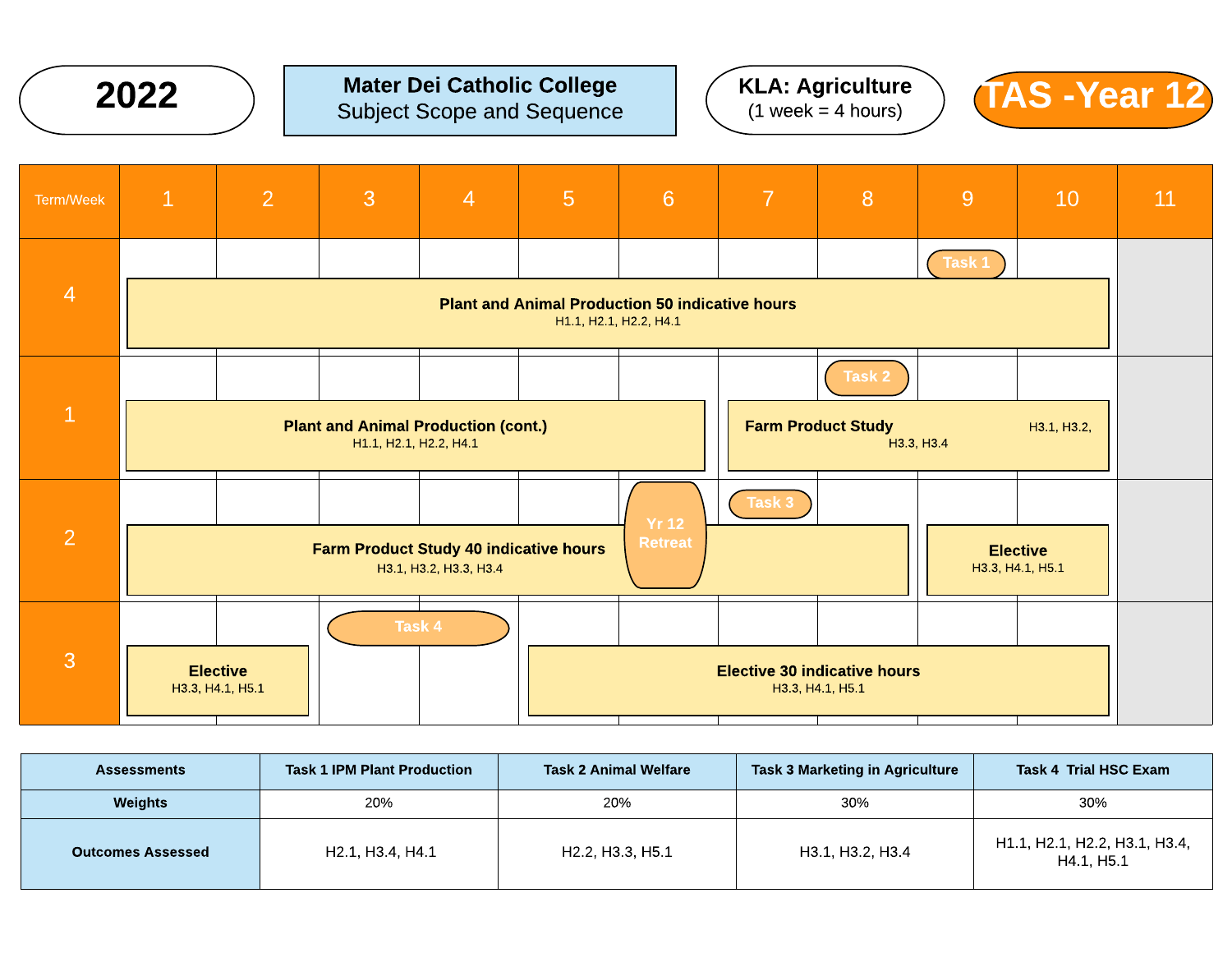**2022**

**Mater Dei Catholic College**
Subject Scope and Sequence

**KLA: Agriculture**
(1 week = 4 hours)

**TAS -Year 12**

| Term/Week | 1 | 2 | 3 | 4 | 5 | 6 | 7 | 8 | 9 | 10 | 11 |
|---|---|---|---|---|---|---|---|---|---|---|---|
| 4 | **Plant and Animal Production 50 indicative hours** H1.1, H2.1, H2.2, H4.1 | | | | | | | | Task 1 | | |
| 1 | **Plant and Animal Production (cont.)** H1.1, H2.1, H2.2, H4.1 | | | | | | **Farm Product Study** H3.1, H3.2, H3.3, H3.4 | Task 2 | | | |
| 2 | **Farm Product Study 40 indicative hours** H3.1, H3.2, H3.3, H3.4 | | | | | Yr 12 Retreat | Task 3 | | **Elective** H3.3, H4.1, H5.1 | | |
| 3 | **Elective** H3.3, H4.1, H5.1 | | Task 4 | | **Elective 30 indicative hours** H3.3, H4.1, H5.1 | | | | | | |

| Assessments | Task 1 IPM Plant Production | Task 2 Animal Welfare | Task 3 Marketing in Agriculture | Task 4 Trial HSC Exam |
|---|---|---|---|---|
| **Weights** | 20% | 20% | 30% | 30% |
| **Outcomes Assessed** | H2.1, H3.4, H4.1 | H2.2, H3.3, H5.1 | H3.1, H3.2, H3.4 | H1.1, H2.1, H2.2, H3.1, H3.4, H4.1, H5.1 |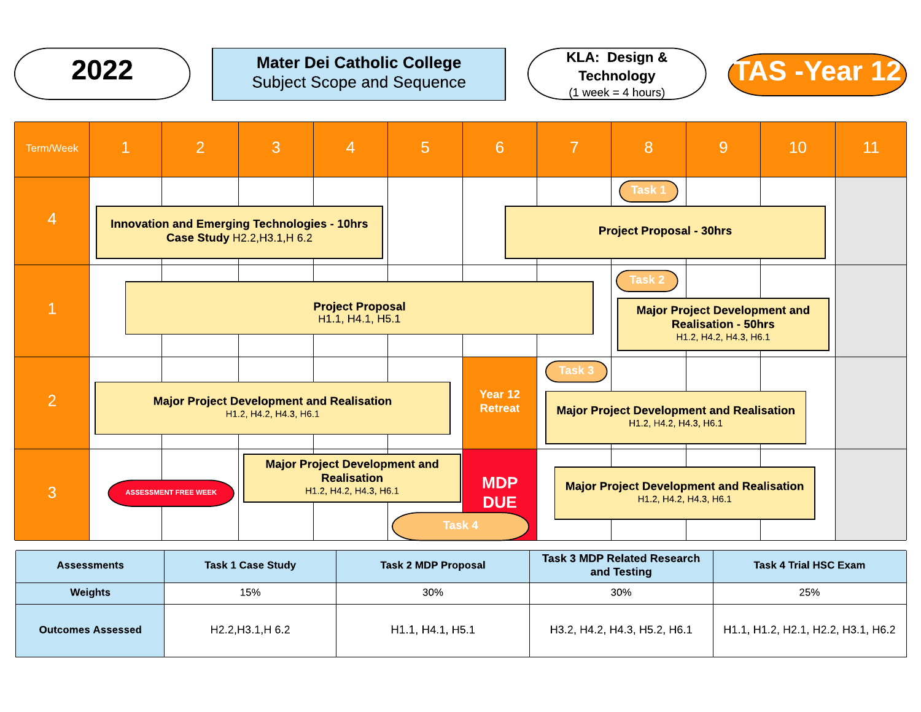# 2022

**Mater Dei Catholic College**
Subject Scope and Sequence

**KLA: Design & Technology**
(1 week = 4 hours)

## TAS -Year 12

| Term/Week | 1 | 2 | 3 | 4 | 5 | 6 | 7 | 8 | 9 | 10 | 11 |
|---|---|---|---|---|---|---|---|---|---|---|---|
| 4 | **Innovation and Emerging Technologies - 10hrs** **Case Study** H2.2,H3.1,H 6.2 | | | | | | **Project Proposal - 30hrs** | Task 1 | | | |
| 1 | | **Project Proposal** H1.1, H4.1, H5.1 | | | | | | Task 2 **Major Project Development and Realisation - 50hrs** H1.2, H4.2, H4.3, H6.1 | | | |
| 2 | **Major Project Development and Realisation** H1.2, H4.2, H4.3, H6.1 | | | | | **Year 12 Retreat** | Task 3 **Major Project Development and Realisation** H1.2, H4.2, H4.3, H6.1 | | | | |
| 3 | | ASSESSMENT FREE WEEK | **Major Project Development and Realisation** H1.2, H4.2, H4.3, H6.1 | | Task 4 | **MDP DUE** | **Major Project Development and Realisation** H1.2, H4.2, H4.3, H6.1 | | | | |

| **Assessments** | **Task 1 Case Study** | **Task 2 MDP Proposal** | **Task 3 MDP Related Research and Testing** | **Task 4 Trial HSC Exam** |
|---|---|---|---|---|
| **Weights** | 15% | 30% | 30% | 25% |
| **Outcomes Assessed** | H2.2,H3.1,H 6.2 | H1.1, H4.1, H5.1 | H3.2, H4.2, H4.3, H5.2, H6.1 | H1.1, H1.2, H2.1, H2.2, H3.1, H6.2 |